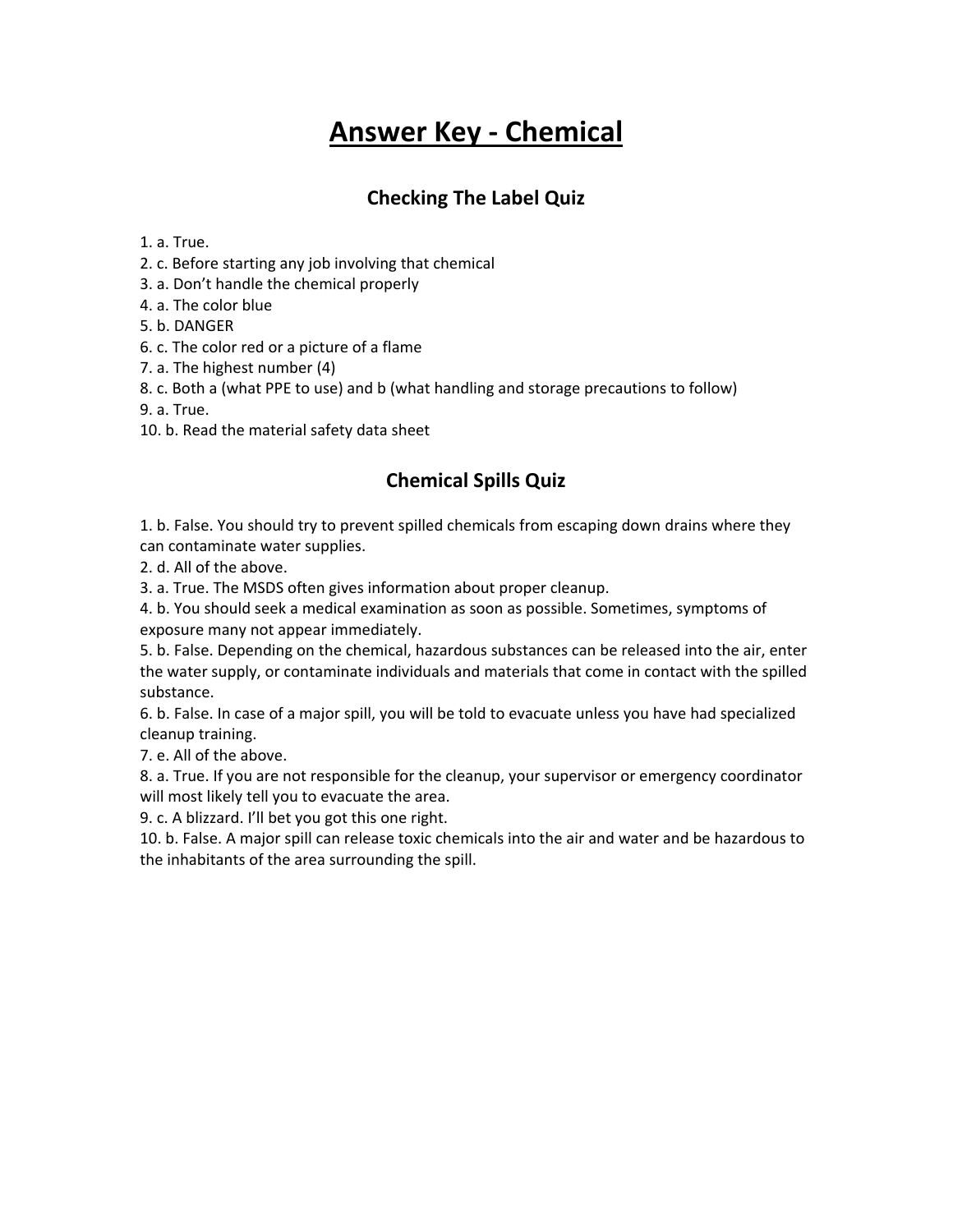# Answer Key - Chemical

## Checking The Label Quiz

1. a. True.
2. c. Before starting any job involving that chemical
3. a. Don't handle the chemical properly
4. a. The color blue
5. b. DANGER
6. c. The color red or a picture of a flame
7. a. The highest number (4)
8. c. Both a (what PPE to use) and b (what handling and storage precautions to follow)
9. a. True.
10. b. Read the material safety data sheet

## Chemical Spills Quiz

1. b. False. You should try to prevent spilled chemicals from escaping down drains where they can contaminate water supplies.
2. d. All of the above.
3. a. True. The MSDS often gives information about proper cleanup.
4. b. You should seek a medical examination as soon as possible. Sometimes, symptoms of exposure many not appear immediately.
5. b. False. Depending on the chemical, hazardous substances can be released into the air, enter the water supply, or contaminate individuals and materials that come in contact with the spilled substance.
6. b. False. In case of a major spill, you will be told to evacuate unless you have had specialized cleanup training.
7. e. All of the above.
8. a. True. If you are not responsible for the cleanup, your supervisor or emergency coordinator will most likely tell you to evacuate the area.
9. c. A blizzard. I'll bet you got this one right.
10. b. False. A major spill can release toxic chemicals into the air and water and be hazardous to the inhabitants of the area surrounding the spill.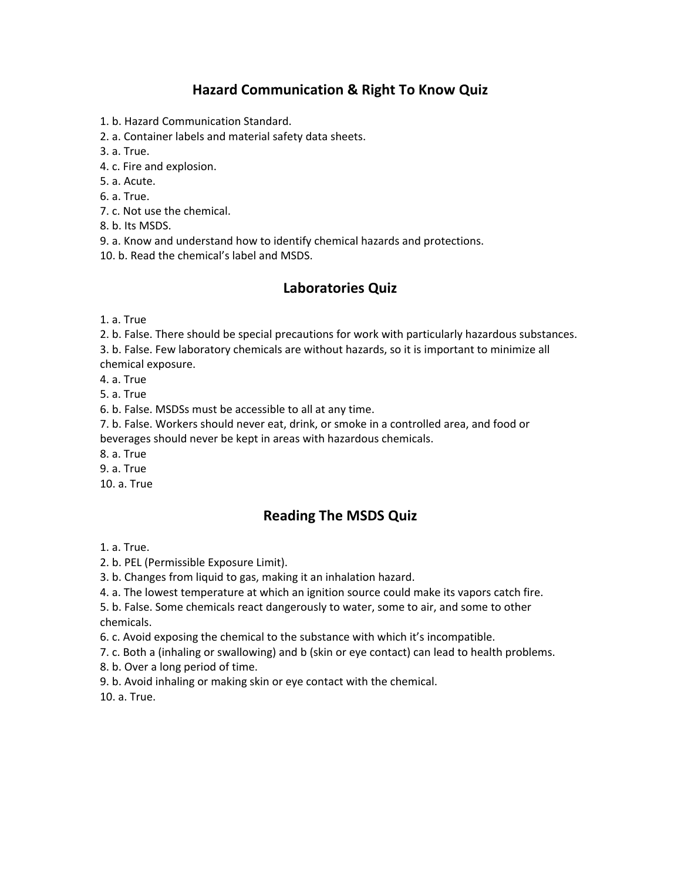## Hazard Communication & Right To Know Quiz

1. b. Hazard Communication Standard.
2. a. Container labels and material safety data sheets.
3. a. True.
4. c. Fire and explosion.
5. a. Acute.
6. a. True.
7. c. Not use the chemical.
8. b. Its MSDS.
9. a. Know and understand how to identify chemical hazards and protections.
10. b. Read the chemical's label and MSDS.

## Laboratories Quiz

1. a. True
2. b. False. There should be special precautions for work with particularly hazardous substances.
3. b. False. Few laboratory chemicals are without hazards, so it is important to minimize all chemical exposure.
4. a. True
5. a. True
6. b. False. MSDSs must be accessible to all at any time.
7. b. False. Workers should never eat, drink, or smoke in a controlled area, and food or beverages should never be kept in areas with hazardous chemicals.
8. a. True
9. a. True
10. a. True

## Reading The MSDS Quiz

1. a. True.
2. b. PEL (Permissible Exposure Limit).
3. b. Changes from liquid to gas, making it an inhalation hazard.
4. a. The lowest temperature at which an ignition source could make its vapors catch fire.
5. b. False. Some chemicals react dangerously to water, some to air, and some to other chemicals.
6. c. Avoid exposing the chemical to the substance with which it's incompatible.
7. c. Both a (inhaling or swallowing) and b (skin or eye contact) can lead to health problems.
8. b. Over a long period of time.
9. b. Avoid inhaling or making skin or eye contact with the chemical.
10. a. True.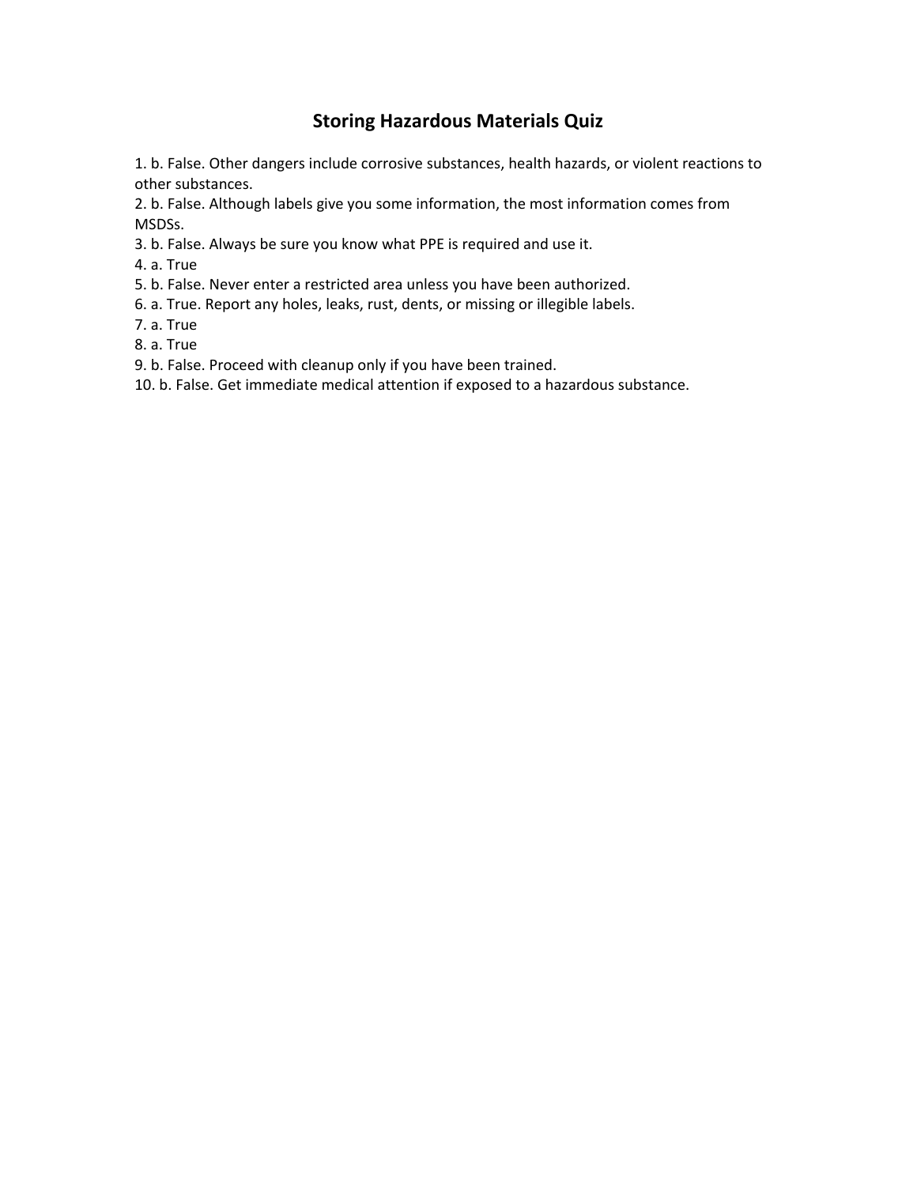# Storing Hazardous Materials Quiz

1. b. False. Other dangers include corrosive substances, health hazards, or violent reactions to other substances.
2. b. False. Although labels give you some information, the most information comes from MSDSs.
3. b. False. Always be sure you know what PPE is required and use it.
4. a. True
5. b. False. Never enter a restricted area unless you have been authorized.
6. a. True. Report any holes, leaks, rust, dents, or missing or illegible labels.
7. a. True
8. a. True
9. b. False. Proceed with cleanup only if you have been trained.
10. b. False. Get immediate medical attention if exposed to a hazardous substance.